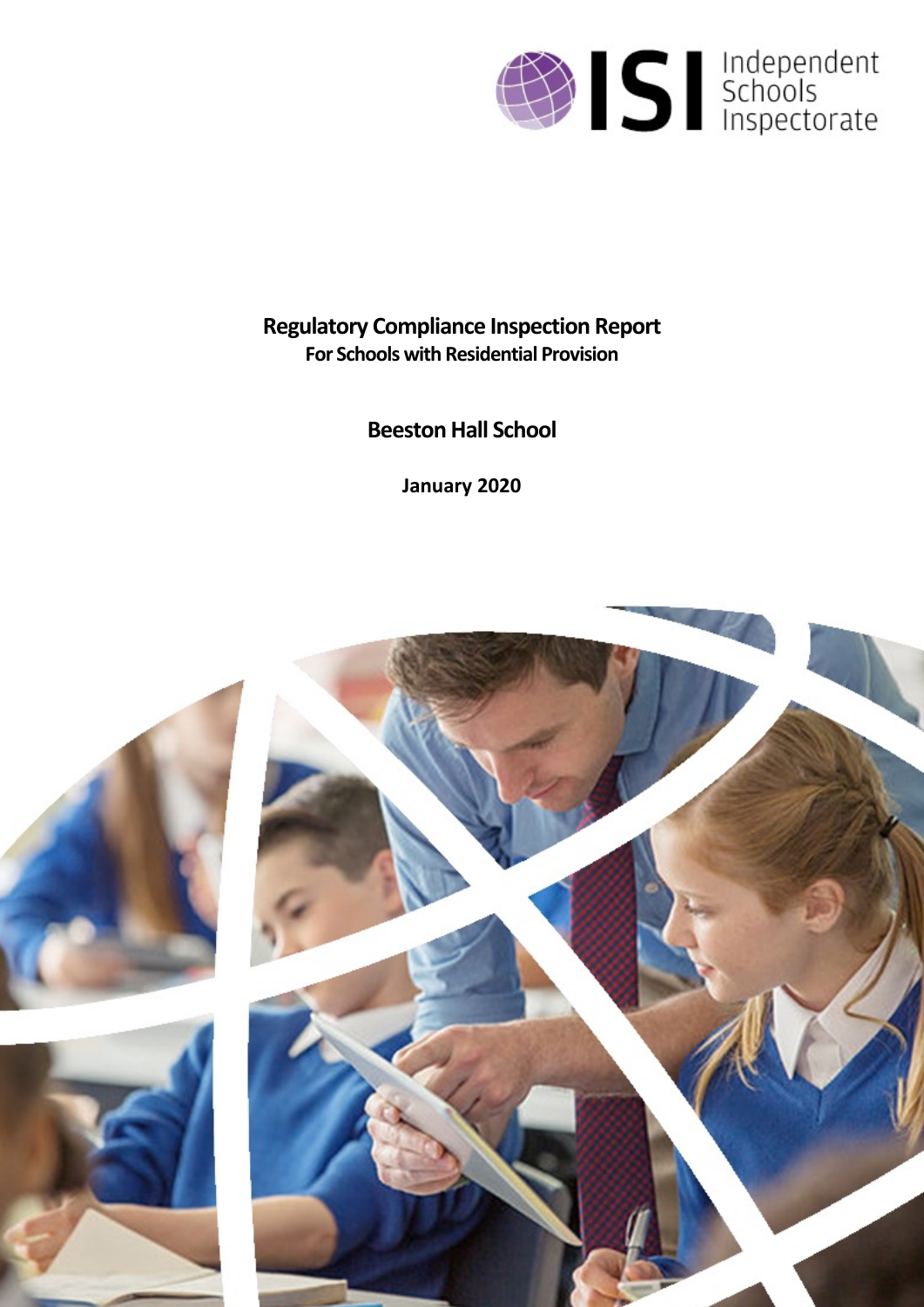ISI Independent Schools Inspectorate

# Regulatory Compliance Inspection Report

**For Schools with Residential Provision**

## Beeston Hall School

**January 2020**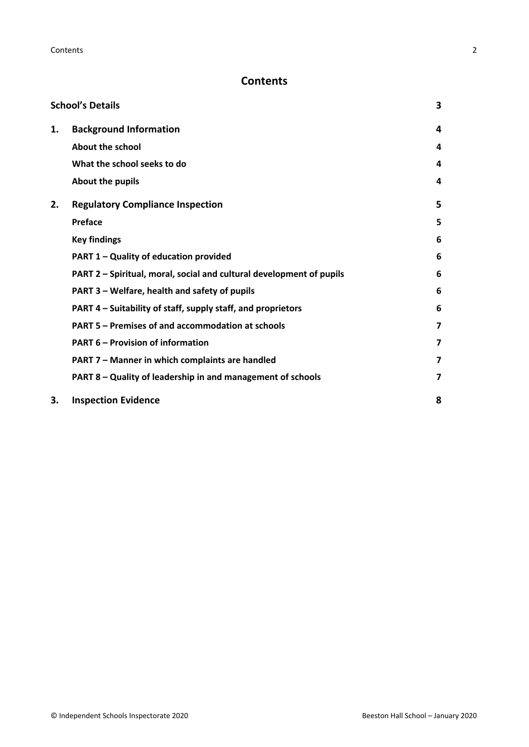# Contents

| | | |
|---|---|---|
| **School's Details** | | **3** |
| **1.** | **Background Information** | **4** |
| | **About the school** | **4** |
| | **What the school seeks to do** | **4** |
| | **About the pupils** | **4** |
| **2.** | **Regulatory Compliance Inspection** | **5** |
| | **Preface** | **5** |
| | **Key findings** | **6** |
| | **PART 1 – Quality of education provided** | **6** |
| | **PART 2 – Spiritual, moral, social and cultural development of pupils** | **6** |
| | **PART 3 – Welfare, health and safety of pupils** | **6** |
| | **PART 4 – Suitability of staff, supply staff, and proprietors** | **6** |
| | **PART 5 – Premises of and accommodation at schools** | **7** |
| | **PART 6 – Provision of information** | **7** |
| | **PART 7 – Manner in which complaints are handled** | **7** |
| | **PART 8 – Quality of leadership in and management of schools** | **7** |
| **3.** | **Inspection Evidence** | **8** |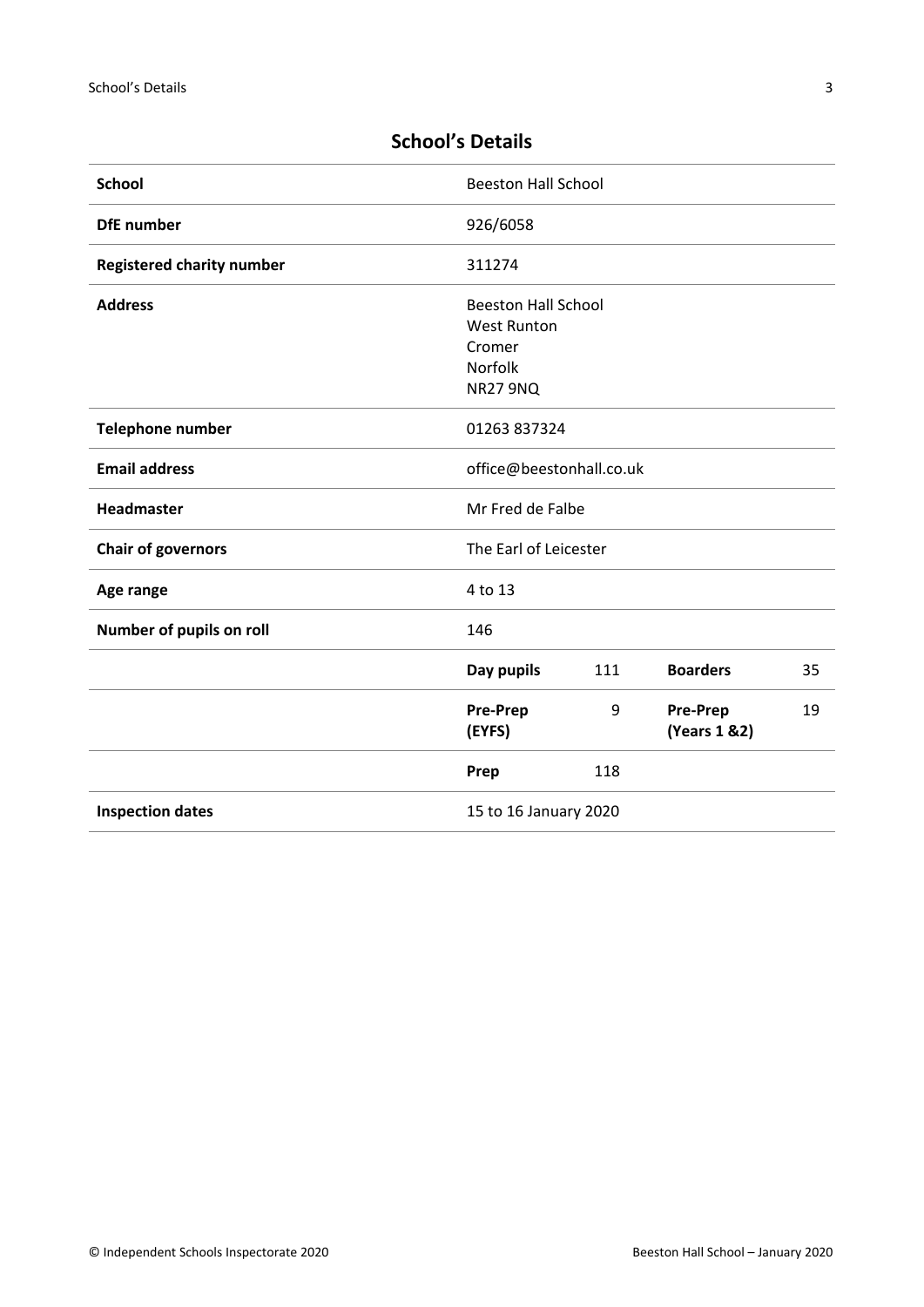## School's Details

| | | | | |
|---|---|---|---|---|
| **School** | Beeston Hall School | | | |
| **DfE number** | 926/6058 | | | |
| **Registered charity number** | 311274 | | | |
| **Address** | Beeston Hall School<br>West Runton<br>Cromer<br>Norfolk<br>NR27 9NQ | | | |
| **Telephone number** | 01263 837324 | | | |
| **Email address** | office@beestonhall.co.uk | | | |
| **Headmaster** | Mr Fred de Falbe | | | |
| **Chair of governors** | The Earl of Leicester | | | |
| **Age range** | 4 to 13 | | | |
| **Number of pupils on roll** | 146 | | | |
| | **Day pupils** | 111 | **Boarders** | 35 |
| | **Pre-Prep (EYFS)** | 9 | **Pre-Prep (Years 1 &2)** | 19 |
| | **Prep** | 118 | | |
| **Inspection dates** | 15 to 16 January 2020 | | | |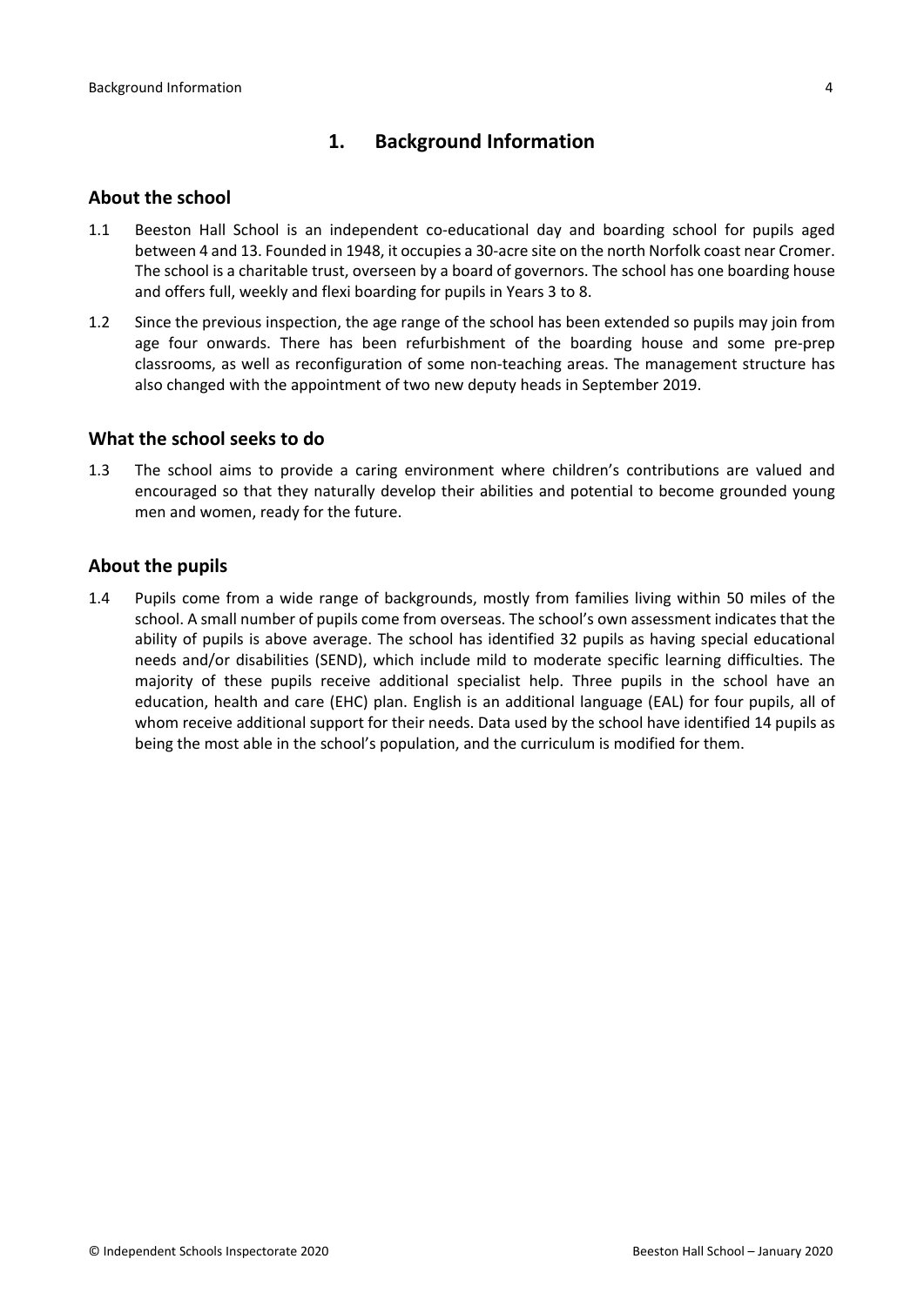## 1. Background Information

### About the school

1.1 Beeston Hall School is an independent co-educational day and boarding school for pupils aged between 4 and 13. Founded in 1948, it occupies a 30-acre site on the north Norfolk coast near Cromer. The school is a charitable trust, overseen by a board of governors. The school has one boarding house and offers full, weekly and flexi boarding for pupils in Years 3 to 8.

1.2 Since the previous inspection, the age range of the school has been extended so pupils may join from age four onwards. There has been refurbishment of the boarding house and some pre-prep classrooms, as well as reconfiguration of some non-teaching areas. The management structure has also changed with the appointment of two new deputy heads in September 2019.

### What the school seeks to do

1.3 The school aims to provide a caring environment where children's contributions are valued and encouraged so that they naturally develop their abilities and potential to become grounded young men and women, ready for the future.

### About the pupils

1.4 Pupils come from a wide range of backgrounds, mostly from families living within 50 miles of the school. A small number of pupils come from overseas. The school's own assessment indicates that the ability of pupils is above average. The school has identified 32 pupils as having special educational needs and/or disabilities (SEND), which include mild to moderate specific learning difficulties. The majority of these pupils receive additional specialist help. Three pupils in the school have an education, health and care (EHC) plan. English is an additional language (EAL) for four pupils, all of whom receive additional support for their needs. Data used by the school have identified 14 pupils as being the most able in the school's population, and the curriculum is modified for them.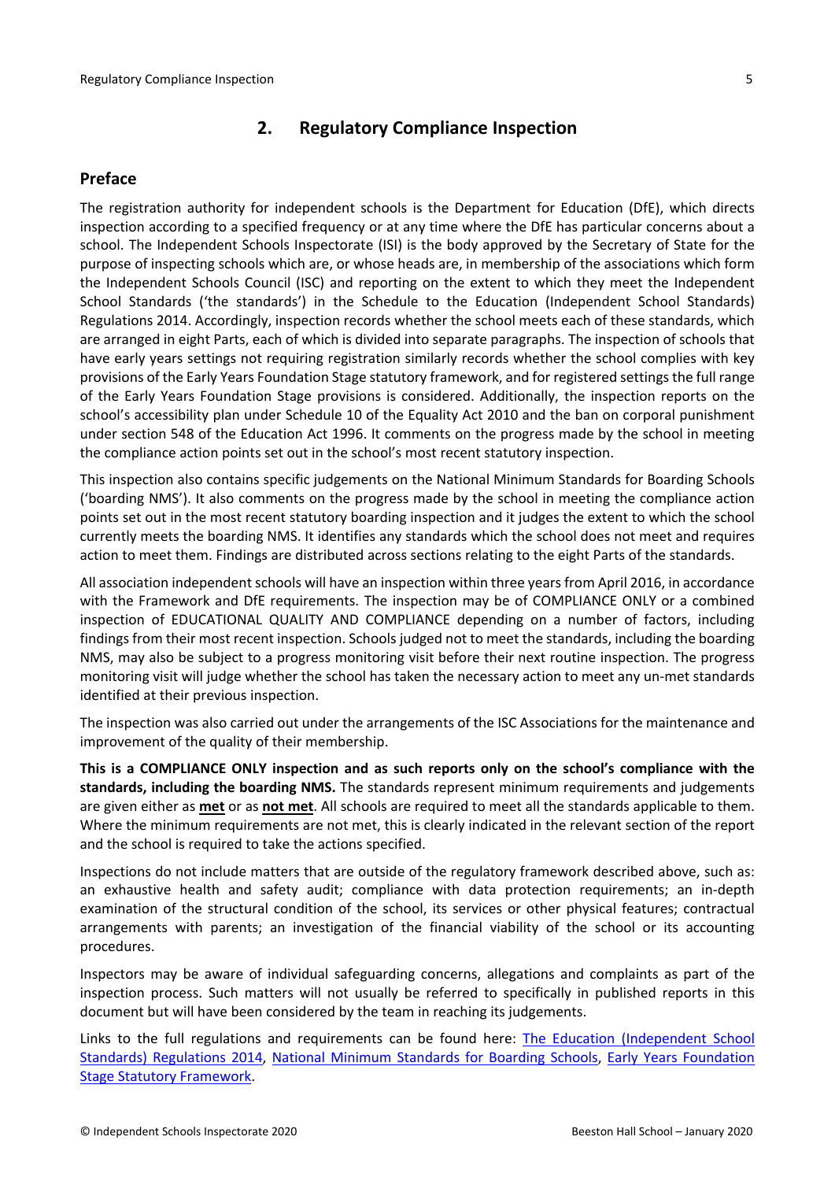## 2. Regulatory Compliance Inspection

### Preface

The registration authority for independent schools is the Department for Education (DfE), which directs inspection according to a specified frequency or at any time where the DfE has particular concerns about a school. The Independent Schools Inspectorate (ISI) is the body approved by the Secretary of State for the purpose of inspecting schools which are, or whose heads are, in membership of the associations which form the Independent Schools Council (ISC) and reporting on the extent to which they meet the Independent School Standards ('the standards') in the Schedule to the Education (Independent School Standards) Regulations 2014. Accordingly, inspection records whether the school meets each of these standards, which are arranged in eight Parts, each of which is divided into separate paragraphs. The inspection of schools that have early years settings not requiring registration similarly records whether the school complies with key provisions of the Early Years Foundation Stage statutory framework, and for registered settings the full range of the Early Years Foundation Stage provisions is considered. Additionally, the inspection reports on the school's accessibility plan under Schedule 10 of the Equality Act 2010 and the ban on corporal punishment under section 548 of the Education Act 1996. It comments on the progress made by the school in meeting the compliance action points set out in the school's most recent statutory inspection.

This inspection also contains specific judgements on the National Minimum Standards for Boarding Schools ('boarding NMS'). It also comments on the progress made by the school in meeting the compliance action points set out in the most recent statutory boarding inspection and it judges the extent to which the school currently meets the boarding NMS. It identifies any standards which the school does not meet and requires action to meet them. Findings are distributed across sections relating to the eight Parts of the standards.

All association independent schools will have an inspection within three years from April 2016, in accordance with the Framework and DfE requirements. The inspection may be of COMPLIANCE ONLY or a combined inspection of EDUCATIONAL QUALITY AND COMPLIANCE depending on a number of factors, including findings from their most recent inspection. Schools judged not to meet the standards, including the boarding NMS, may also be subject to a progress monitoring visit before their next routine inspection. The progress monitoring visit will judge whether the school has taken the necessary action to meet any un-met standards identified at their previous inspection.

The inspection was also carried out under the arrangements of the ISC Associations for the maintenance and improvement of the quality of their membership.

**This is a COMPLIANCE ONLY inspection and as such reports only on the school's compliance with the standards, including the boarding NMS.** The standards represent minimum requirements and judgements are given either as **met** or as **not met**. All schools are required to meet all the standards applicable to them. Where the minimum requirements are not met, this is clearly indicated in the relevant section of the report and the school is required to take the actions specified.

Inspections do not include matters that are outside of the regulatory framework described above, such as: an exhaustive health and safety audit; compliance with data protection requirements; an in-depth examination of the structural condition of the school, its services or other physical features; contractual arrangements with parents; an investigation of the financial viability of the school or its accounting procedures.

Inspectors may be aware of individual safeguarding concerns, allegations and complaints as part of the inspection process. Such matters will not usually be referred to specifically in published reports in this document but will have been considered by the team in reaching its judgements.

Links to the full regulations and requirements can be found here: The Education (Independent School Standards) Regulations 2014, National Minimum Standards for Boarding Schools, Early Years Foundation Stage Statutory Framework.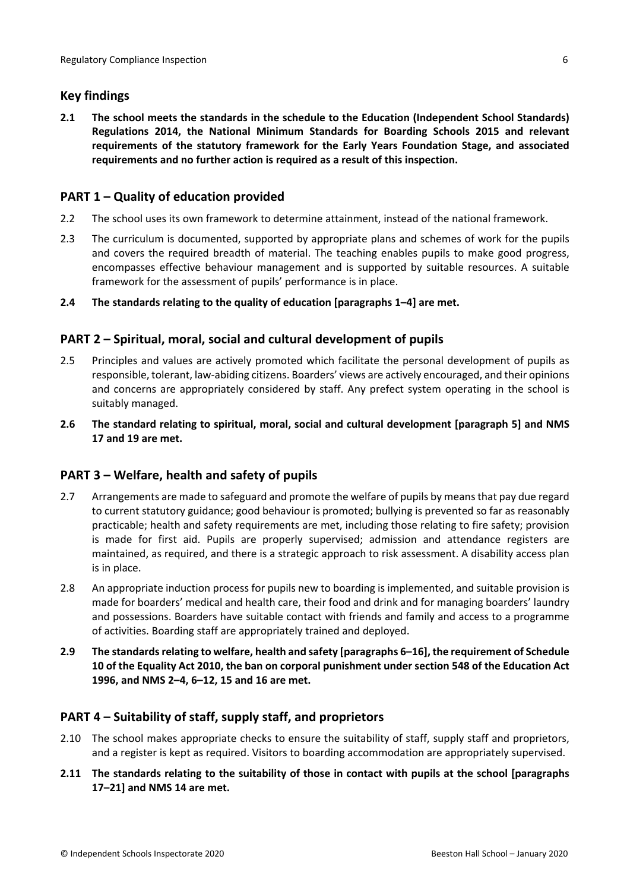## Key findings

**2.1 The school meets the standards in the schedule to the Education (Independent School Standards) Regulations 2014, the National Minimum Standards for Boarding Schools 2015 and relevant requirements of the statutory framework for the Early Years Foundation Stage, and associated requirements and no further action is required as a result of this inspection.**

## PART 1 – Quality of education provided

2.2 The school uses its own framework to determine attainment, instead of the national framework.

2.3 The curriculum is documented, supported by appropriate plans and schemes of work for the pupils and covers the required breadth of material. The teaching enables pupils to make good progress, encompasses effective behaviour management and is supported by suitable resources. A suitable framework for the assessment of pupils' performance is in place.

**2.4 The standards relating to the quality of education [paragraphs 1–4] are met.**

## PART 2 – Spiritual, moral, social and cultural development of pupils

2.5 Principles and values are actively promoted which facilitate the personal development of pupils as responsible, tolerant, law-abiding citizens. Boarders' views are actively encouraged, and their opinions and concerns are appropriately considered by staff. Any prefect system operating in the school is suitably managed.

**2.6 The standard relating to spiritual, moral, social and cultural development [paragraph 5] and NMS 17 and 19 are met.**

## PART 3 – Welfare, health and safety of pupils

2.7 Arrangements are made to safeguard and promote the welfare of pupils by means that pay due regard to current statutory guidance; good behaviour is promoted; bullying is prevented so far as reasonably practicable; health and safety requirements are met, including those relating to fire safety; provision is made for first aid. Pupils are properly supervised; admission and attendance registers are maintained, as required, and there is a strategic approach to risk assessment. A disability access plan is in place.

2.8 An appropriate induction process for pupils new to boarding is implemented, and suitable provision is made for boarders' medical and health care, their food and drink and for managing boarders' laundry and possessions. Boarders have suitable contact with friends and family and access to a programme of activities. Boarding staff are appropriately trained and deployed.

**2.9 The standards relating to welfare, health and safety [paragraphs 6–16], the requirement of Schedule 10 of the Equality Act 2010, the ban on corporal punishment under section 548 of the Education Act 1996, and NMS 2–4, 6–12, 15 and 16 are met.**

## PART 4 – Suitability of staff, supply staff, and proprietors

2.10 The school makes appropriate checks to ensure the suitability of staff, supply staff and proprietors, and a register is kept as required. Visitors to boarding accommodation are appropriately supervised.

**2.11 The standards relating to the suitability of those in contact with pupils at the school [paragraphs 17–21] and NMS 14 are met.**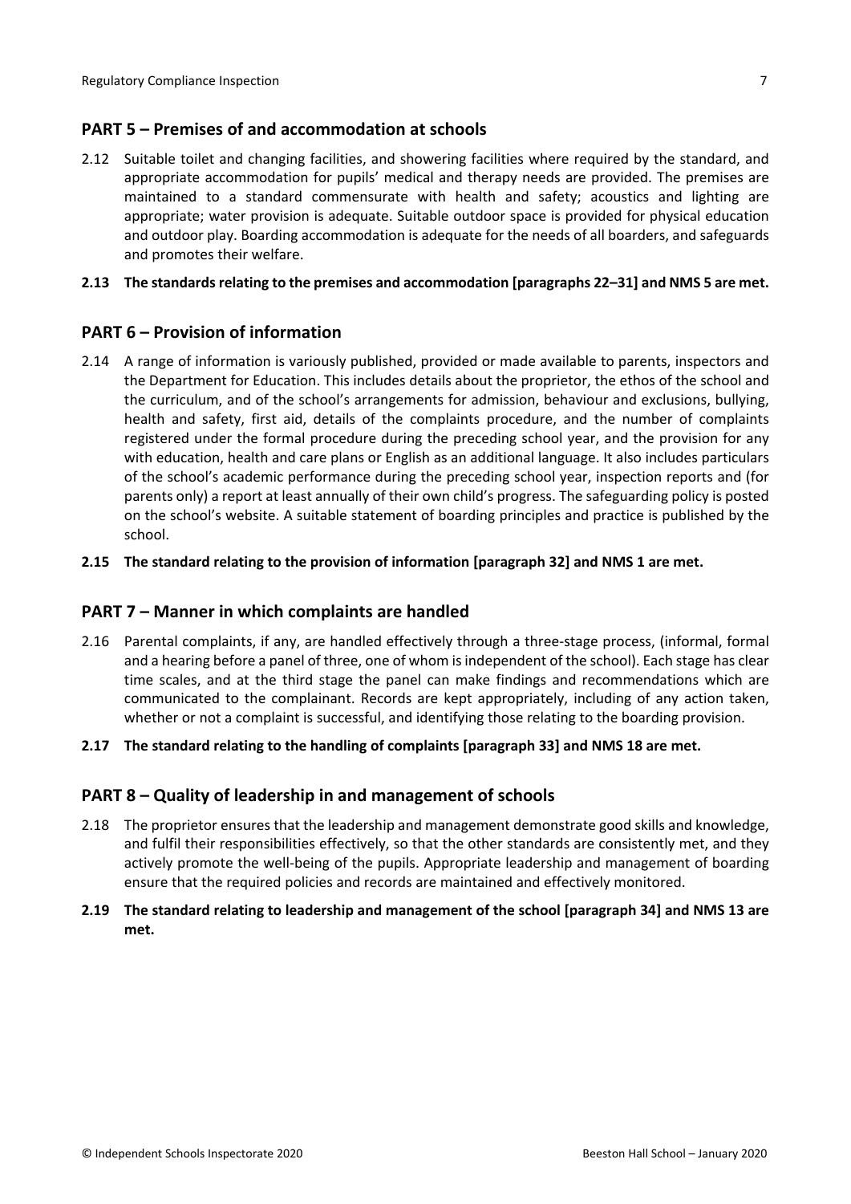## PART 5 – Premises of and accommodation at schools

2.12 Suitable toilet and changing facilities, and showering facilities where required by the standard, and appropriate accommodation for pupils' medical and therapy needs are provided. The premises are maintained to a standard commensurate with health and safety; acoustics and lighting are appropriate; water provision is adequate. Suitable outdoor space is provided for physical education and outdoor play. Boarding accommodation is adequate for the needs of all boarders, and safeguards and promotes their welfare.

**2.13 The standards relating to the premises and accommodation [paragraphs 22–31] and NMS 5 are met.**

## PART 6 – Provision of information

2.14 A range of information is variously published, provided or made available to parents, inspectors and the Department for Education. This includes details about the proprietor, the ethos of the school and the curriculum, and of the school's arrangements for admission, behaviour and exclusions, bullying, health and safety, first aid, details of the complaints procedure, and the number of complaints registered under the formal procedure during the preceding school year, and the provision for any with education, health and care plans or English as an additional language. It also includes particulars of the school's academic performance during the preceding school year, inspection reports and (for parents only) a report at least annually of their own child's progress. The safeguarding policy is posted on the school's website. A suitable statement of boarding principles and practice is published by the school.

**2.15 The standard relating to the provision of information [paragraph 32] and NMS 1 are met.**

## PART 7 – Manner in which complaints are handled

2.16 Parental complaints, if any, are handled effectively through a three-stage process, (informal, formal and a hearing before a panel of three, one of whom is independent of the school). Each stage has clear time scales, and at the third stage the panel can make findings and recommendations which are communicated to the complainant. Records are kept appropriately, including of any action taken, whether or not a complaint is successful, and identifying those relating to the boarding provision.

**2.17 The standard relating to the handling of complaints [paragraph 33] and NMS 18 are met.**

## PART 8 – Quality of leadership in and management of schools

2.18 The proprietor ensures that the leadership and management demonstrate good skills and knowledge, and fulfil their responsibilities effectively, so that the other standards are consistently met, and they actively promote the well-being of the pupils. Appropriate leadership and management of boarding ensure that the required policies and records are maintained and effectively monitored.

**2.19 The standard relating to leadership and management of the school [paragraph 34] and NMS 13 are met.**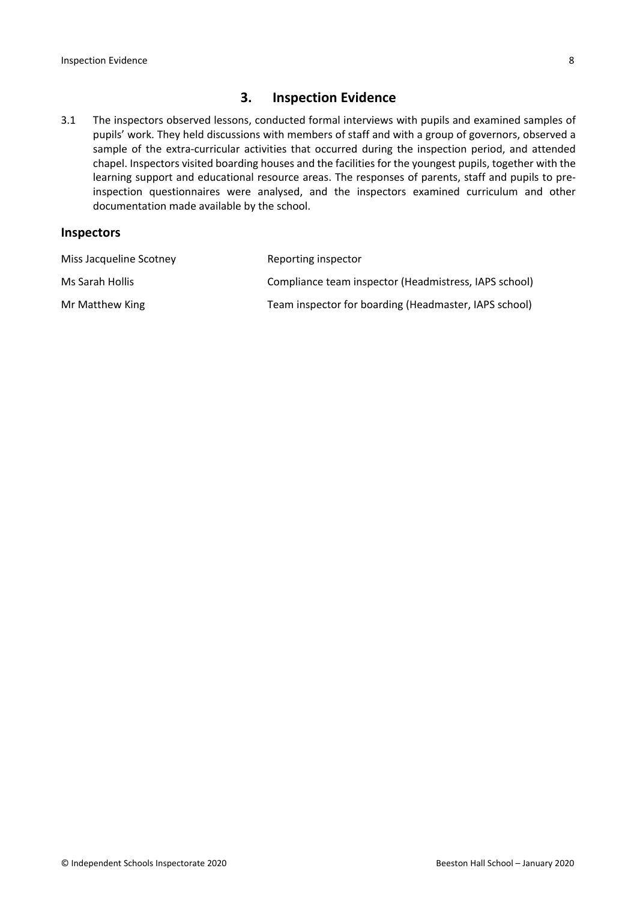## 3. Inspection Evidence

3.1 The inspectors observed lessons, conducted formal interviews with pupils and examined samples of pupils' work. They held discussions with members of staff and with a group of governors, observed a sample of the extra-curricular activities that occurred during the inspection period, and attended chapel. Inspectors visited boarding houses and the facilities for the youngest pupils, together with the learning support and educational resource areas. The responses of parents, staff and pupils to pre-inspection questionnaires were analysed, and the inspectors examined curriculum and other documentation made available by the school.

### Inspectors

| | |
|---|---|
| Miss Jacqueline Scotney | Reporting inspector |
| Ms Sarah Hollis | Compliance team inspector (Headmistress, IAPS school) |
| Mr Matthew King | Team inspector for boarding (Headmaster, IAPS school) |